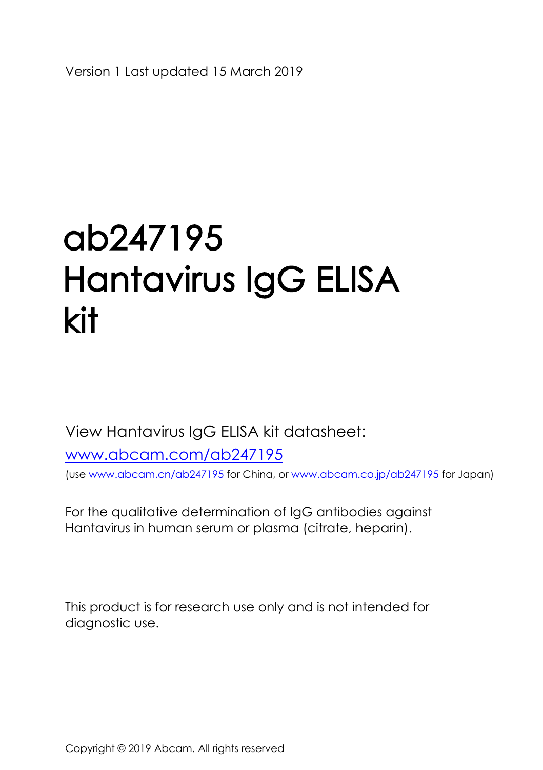Version 1 Last updated 15 March 2019

# ab247195 Hantavirus IgG ELISA kit

View Hantavirus IgG ELISA kit datasheet:

[www.abcam.com/ab247195](http://www.abcam.com/ab247195)

(use [www.abcam.cn/ab247195](http://www.abcam.cn/ab247195) for China, or [www.abcam.co.jp/ab247195](http://www.abcam.co.jp/ab247195) for Japan)

For the qualitative determination of IgG antibodies against Hantavirus in human serum or plasma (citrate, heparin).

This product is for research use only and is not intended for diagnostic use.

Copyright © 2019 Abcam. All rights reserved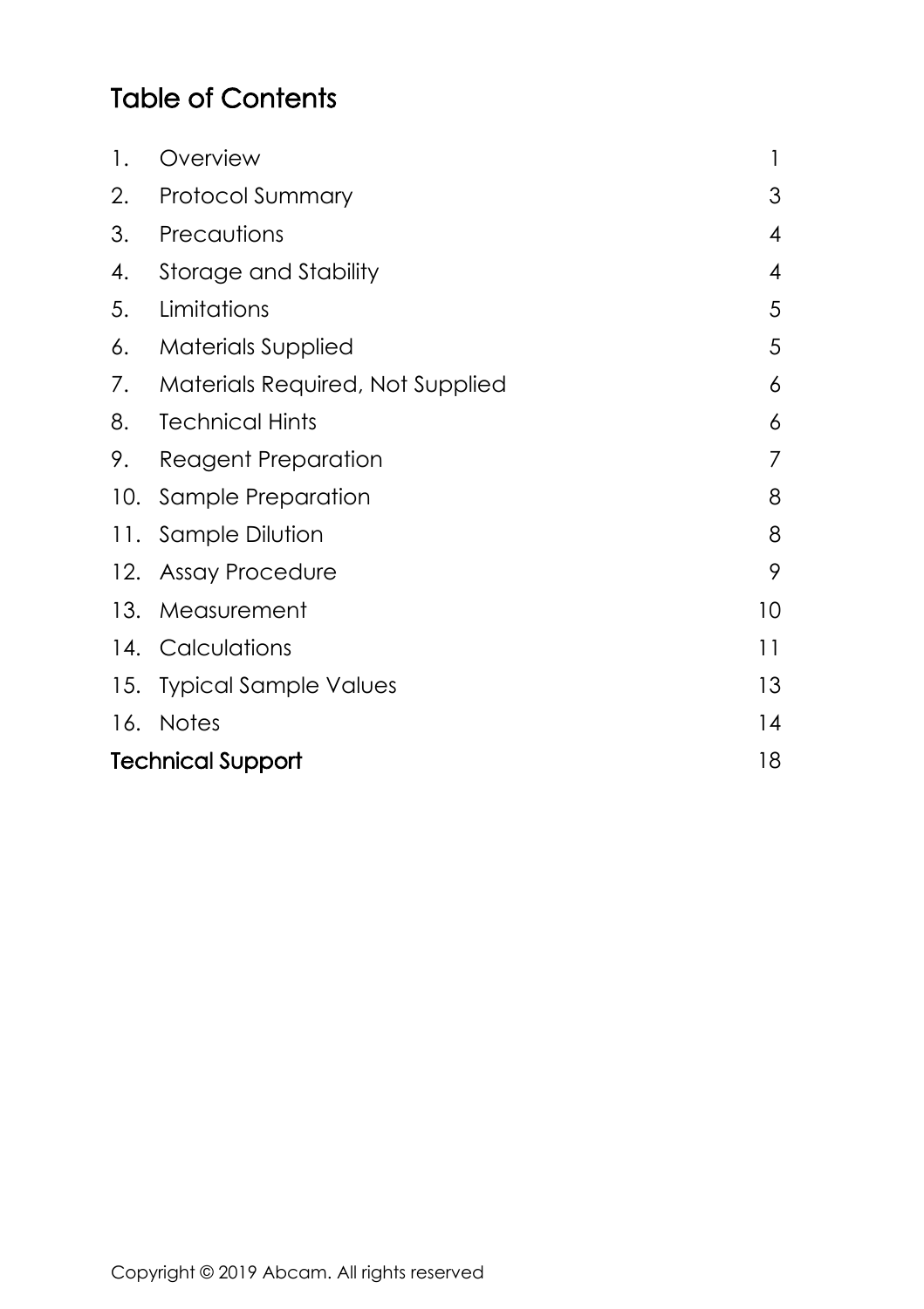# Table of Contents

| | | |
|---|---|---|
| 1. | Overview | 1 |
| 2. | Protocol Summary | 3 |
| 3. | Precautions | 4 |
| 4. | Storage and Stability | 4 |
| 5. | Limitations | 5 |
| 6. | Materials Supplied | 5 |
| 7. | Materials Required, Not Supplied | 6 |
| 8. | Technical Hints | 6 |
| 9. | Reagent Preparation | 7 |
| 10. | Sample Preparation | 8 |
| 11. | Sample Dilution | 8 |
| 12. | Assay Procedure | 9 |
| 13. | Measurement | 10 |
| 14. | Calculations | 11 |
| 15. | Typical Sample Values | 13 |
| 16. | Notes | 14 |
| **Technical Support** | | 18 |

Copyright © 2019 Abcam. All rights reserved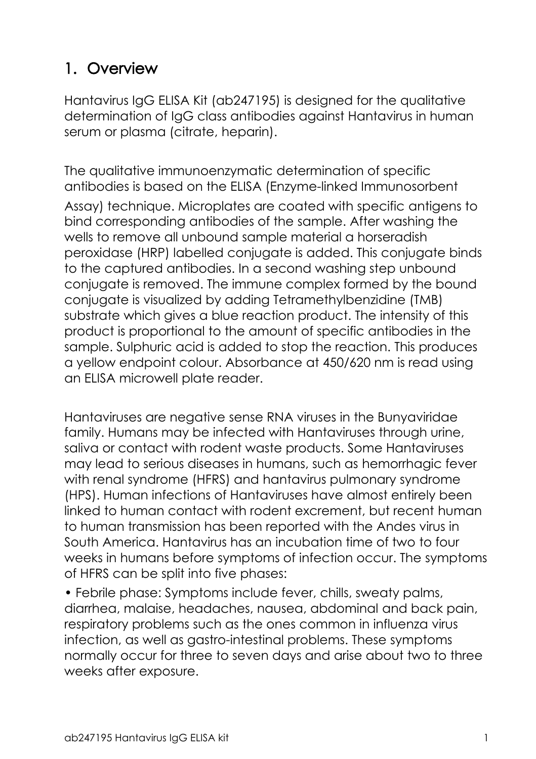# 1. Overview

Hantavirus IgG ELISA Kit (ab247195) is designed for the qualitative determination of IgG class antibodies against Hantavirus in human serum or plasma (citrate, heparin).

The qualitative immunoenzymatic determination of specific antibodies is based on the ELISA (Enzyme-linked Immunosorbent Assay) technique. Microplates are coated with specific antigens to bind corresponding antibodies of the sample. After washing the wells to remove all unbound sample material a horseradish peroxidase (HRP) labelled conjugate is added. This conjugate binds to the captured antibodies. In a second washing step unbound conjugate is removed. The immune complex formed by the bound conjugate is visualized by adding Tetramethylbenzidine (TMB) substrate which gives a blue reaction product. The intensity of this product is proportional to the amount of specific antibodies in the sample. Sulphuric acid is added to stop the reaction. This produces a yellow endpoint colour. Absorbance at 450/620 nm is read using an ELISA microwell plate reader.

Hantaviruses are negative sense RNA viruses in the Bunyaviridae family. Humans may be infected with Hantaviruses through urine, saliva or contact with rodent waste products. Some Hantaviruses may lead to serious diseases in humans, such as hemorrhagic fever with renal syndrome (HFRS) and hantavirus pulmonary syndrome (HPS). Human infections of Hantaviruses have almost entirely been linked to human contact with rodent excrement, but recent human to human transmission has been reported with the Andes virus in South America. Hantavirus has an incubation time of two to four weeks in humans before symptoms of infection occur. The symptoms of HFRS can be split into five phases:

- Febrile phase: Symptoms include fever, chills, sweaty palms, diarrhea, malaise, headaches, nausea, abdominal and back pain, respiratory problems such as the ones common in influenza virus infection, as well as gastro-intestinal problems. These symptoms normally occur for three to seven days and arise about two to three weeks after exposure.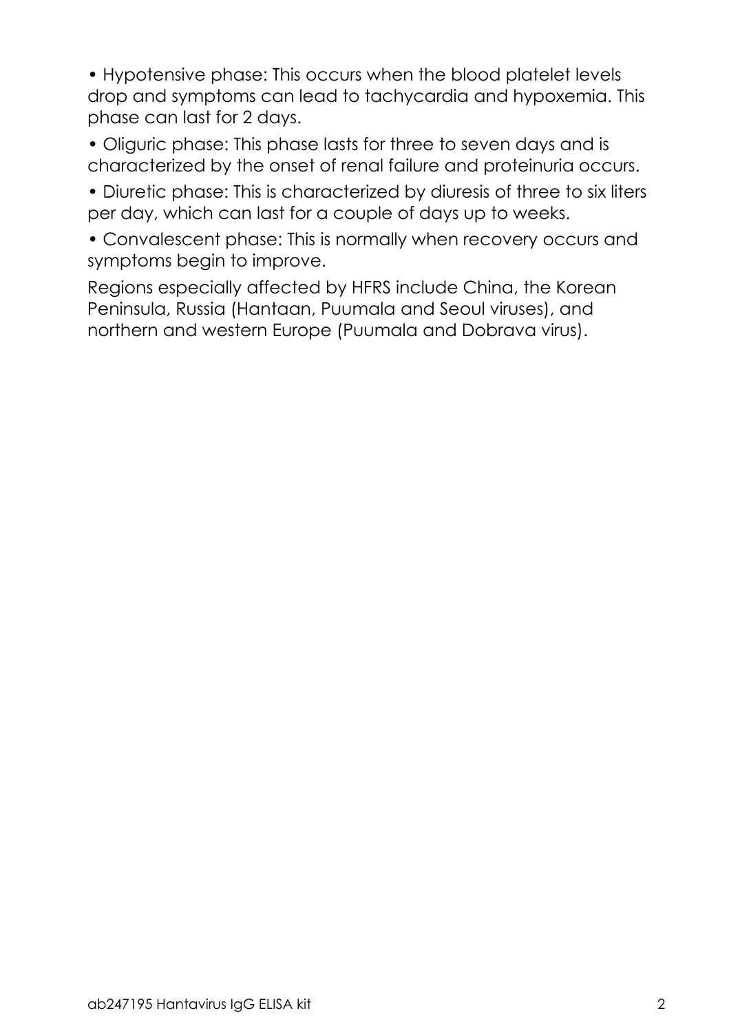- Hypotensive phase: This occurs when the blood platelet levels drop and symptoms can lead to tachycardia and hypoxemia. This phase can last for 2 days.
- Oliguric phase: This phase lasts for three to seven days and is characterized by the onset of renal failure and proteinuria occurs.
- Diuretic phase: This is characterized by diuresis of three to six liters per day, which can last for a couple of days up to weeks.
- Convalescent phase: This is normally when recovery occurs and symptoms begin to improve.

Regions especially affected by HFRS include China, the Korean Peninsula, Russia (Hantaan, Puumala and Seoul viruses), and northern and western Europe (Puumala and Dobrava virus).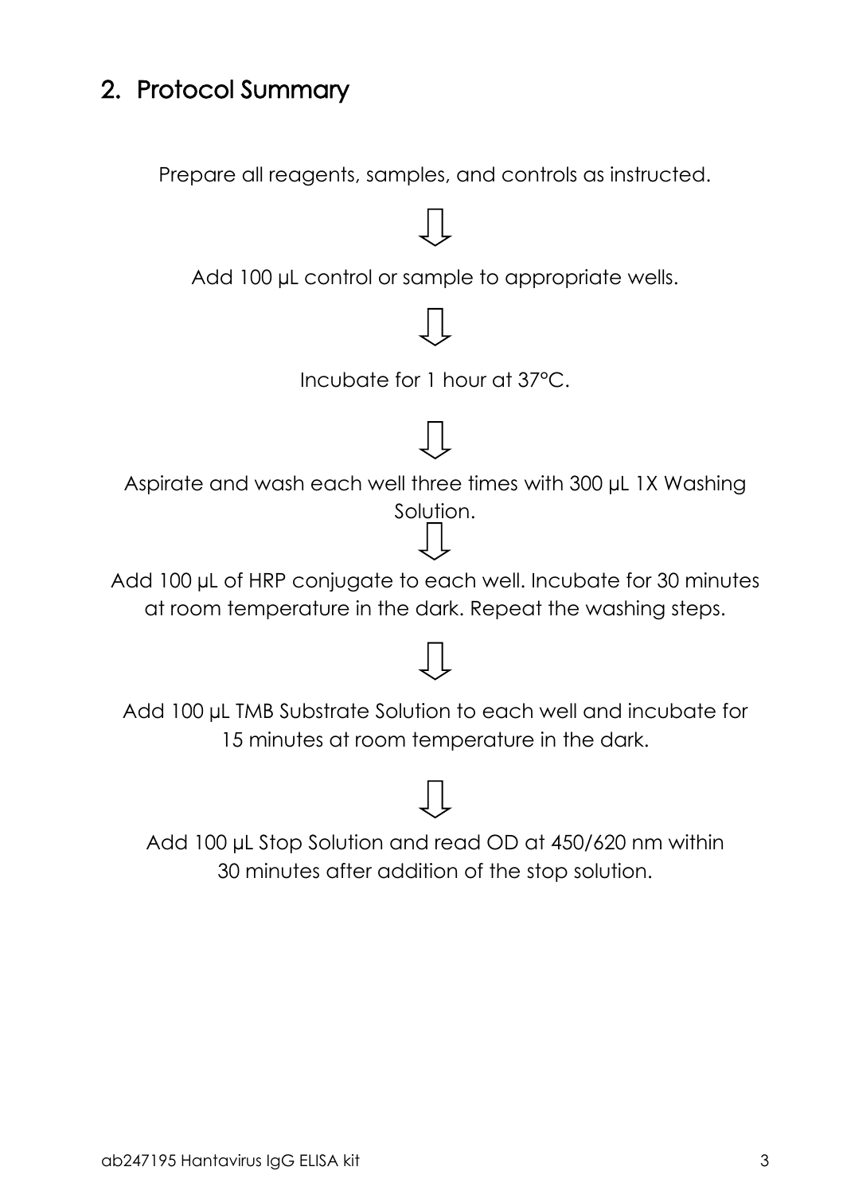## 2. Protocol Summary

Prepare all reagents, samples, and controls as instructed.

⇩

Add 100 µL control or sample to appropriate wells.

⇩

Incubate for 1 hour at 37°C.

⇩

Aspirate and wash each well three times with 300 µL 1X Washing Solution.

⇩

Add 100 µL of HRP conjugate to each well. Incubate for 30 minutes at room temperature in the dark. Repeat the washing steps.

⇩

Add 100 µL TMB Substrate Solution to each well and incubate for 15 minutes at room temperature in the dark.

⇩

Add 100 µL Stop Solution and read OD at 450/620 nm within 30 minutes after addition of the stop solution.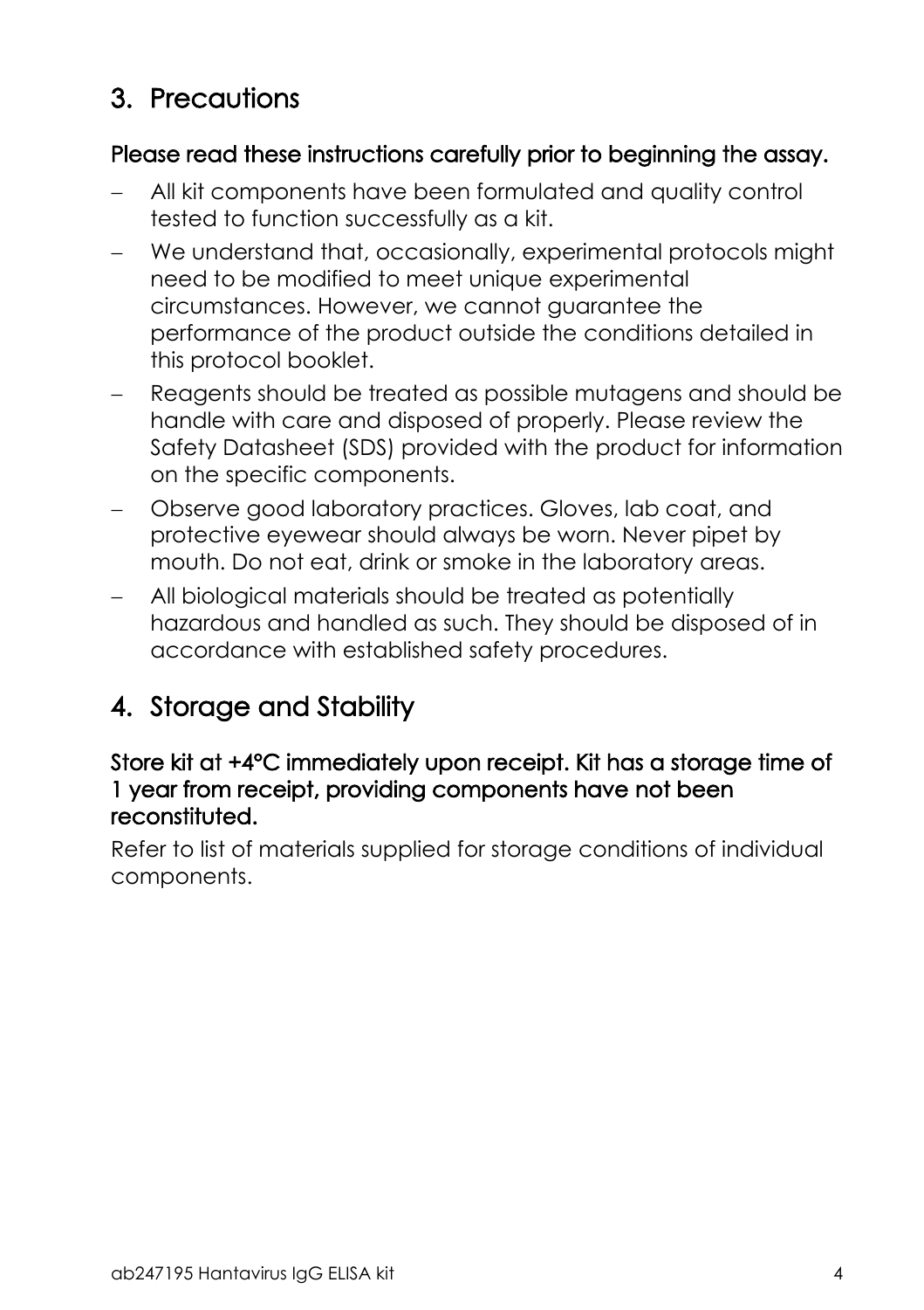## 3. Precautions

**Please read these instructions carefully prior to beginning the assay.**

- All kit components have been formulated and quality control tested to function successfully as a kit.
- We understand that, occasionally, experimental protocols might need to be modified to meet unique experimental circumstances. However, we cannot guarantee the performance of the product outside the conditions detailed in this protocol booklet.
- Reagents should be treated as possible mutagens and should be handle with care and disposed of properly. Please review the Safety Datasheet (SDS) provided with the product for information on the specific components.
- Observe good laboratory practices. Gloves, lab coat, and protective eyewear should always be worn. Never pipet by mouth. Do not eat, drink or smoke in the laboratory areas.
- All biological materials should be treated as potentially hazardous and handled as such. They should be disposed of in accordance with established safety procedures.

## 4. Storage and Stability

**Store kit at +4°C immediately upon receipt. Kit has a storage time of 1 year from receipt, providing components have not been reconstituted.**

Refer to list of materials supplied for storage conditions of individual components.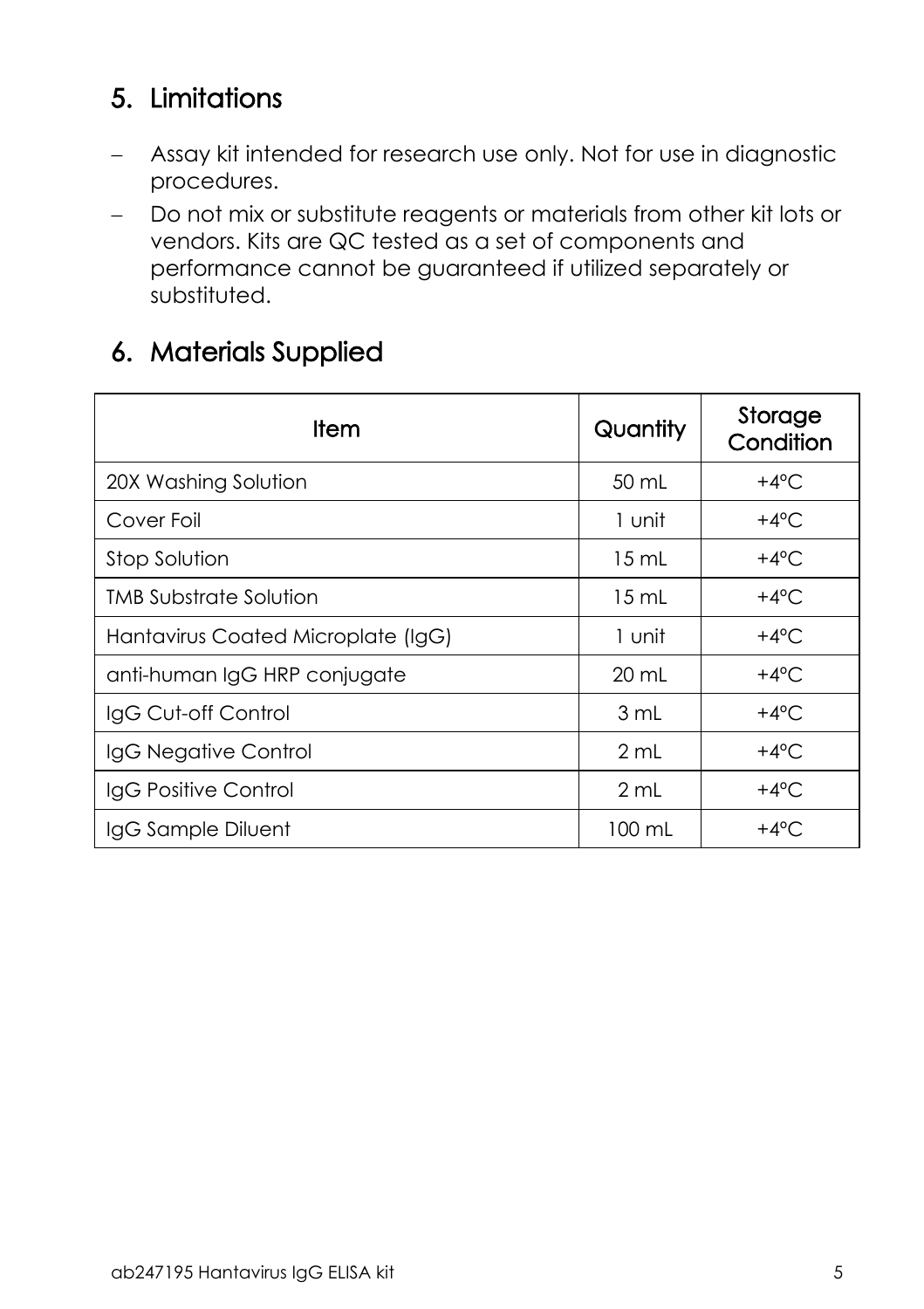## 5. Limitations

- Assay kit intended for research use only. Not for use in diagnostic procedures.
- Do not mix or substitute reagents or materials from other kit lots or vendors. Kits are QC tested as a set of components and performance cannot be guaranteed if utilized separately or substituted.

## 6. Materials Supplied

| Item | Quantity | Storage Condition |
|---|---|---|
| 20X Washing Solution | 50 mL | +4°C |
| Cover Foil | 1 unit | +4°C |
| Stop Solution | 15 mL | +4°C |
| TMB Substrate Solution | 15 mL | +4°C |
| Hantavirus Coated Microplate (IgG) | 1 unit | +4°C |
| anti-human IgG HRP conjugate | 20 mL | +4°C |
| IgG Cut-off Control | 3 mL | +4°C |
| IgG Negative Control | 2 mL | +4°C |
| IgG Positive Control | 2 mL | +4°C |
| IgG Sample Diluent | 100 mL | +4°C |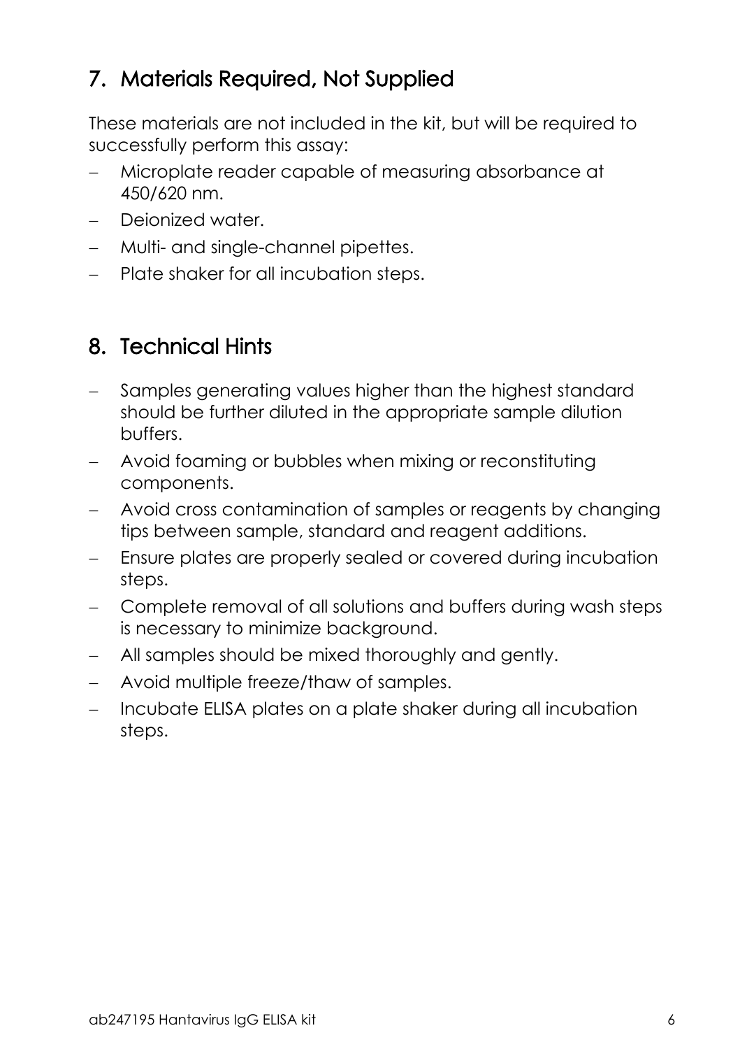## 7. Materials Required, Not Supplied

These materials are not included in the kit, but will be required to successfully perform this assay:

- Microplate reader capable of measuring absorbance at 450/620 nm.
- Deionized water.
- Multi- and single-channel pipettes.
- Plate shaker for all incubation steps.

## 8. Technical Hints

- Samples generating values higher than the highest standard should be further diluted in the appropriate sample dilution buffers.
- Avoid foaming or bubbles when mixing or reconstituting components.
- Avoid cross contamination of samples or reagents by changing tips between sample, standard and reagent additions.
- Ensure plates are properly sealed or covered during incubation steps.
- Complete removal of all solutions and buffers during wash steps is necessary to minimize background.
- All samples should be mixed thoroughly and gently.
- Avoid multiple freeze/thaw of samples.
- Incubate ELISA plates on a plate shaker during all incubation steps.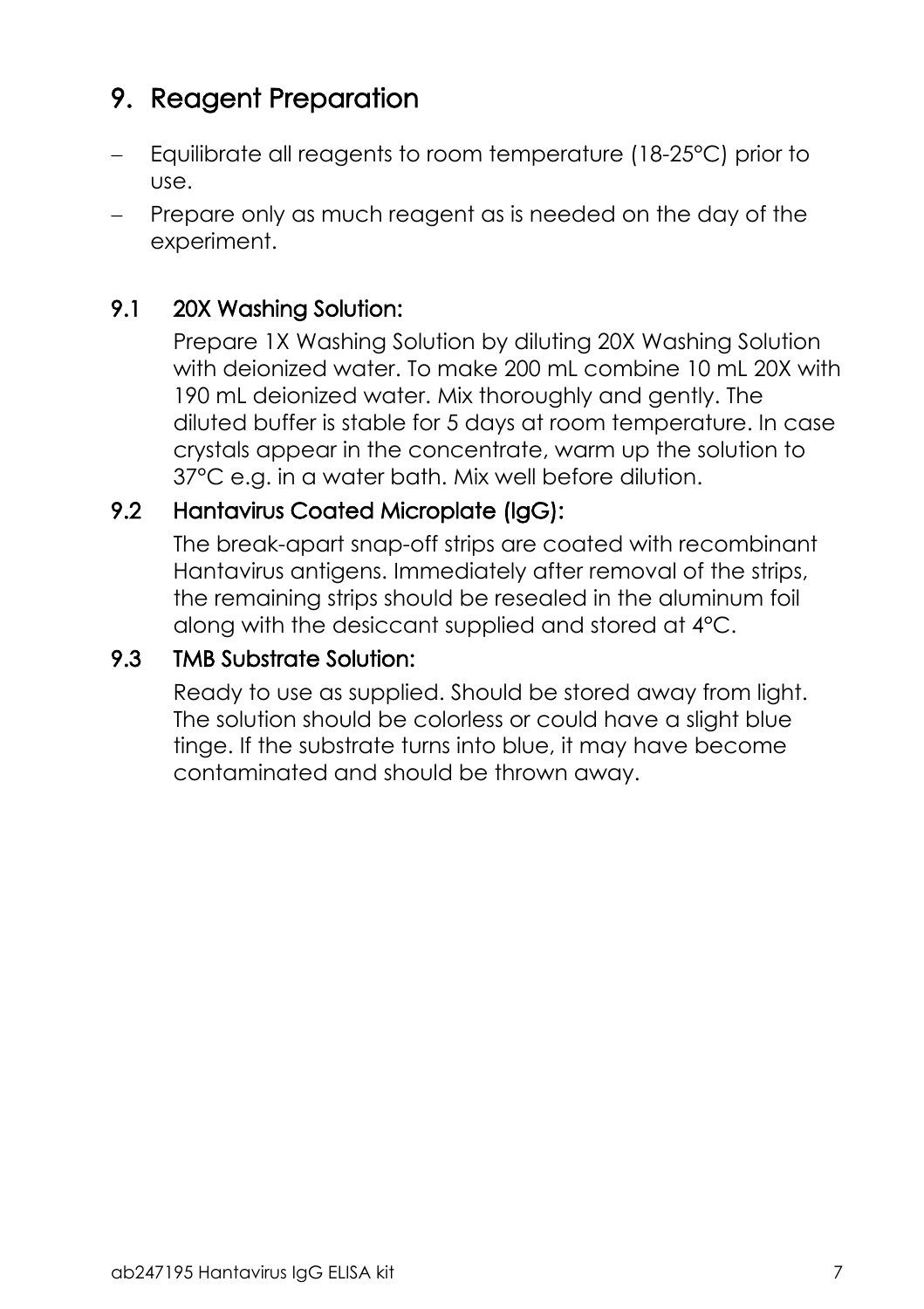# 9. Reagent Preparation

- Equilibrate all reagents to room temperature (18-25°C) prior to use.
- Prepare only as much reagent as is needed on the day of the experiment.

## 9.1 20X Washing Solution:

Prepare 1X Washing Solution by diluting 20X Washing Solution with deionized water. To make 200 mL combine 10 mL 20X with 190 mL deionized water. Mix thoroughly and gently. The diluted buffer is stable for 5 days at room temperature. In case crystals appear in the concentrate, warm up the solution to 37°C e.g. in a water bath. Mix well before dilution.

## 9.2 Hantavirus Coated Microplate (IgG):

The break-apart snap-off strips are coated with recombinant Hantavirus antigens. Immediately after removal of the strips, the remaining strips should be resealed in the aluminum foil along with the desiccant supplied and stored at 4°C.

## 9.3 TMB Substrate Solution:

Ready to use as supplied. Should be stored away from light. The solution should be colorless or could have a slight blue tinge. If the substrate turns into blue, it may have become contaminated and should be thrown away.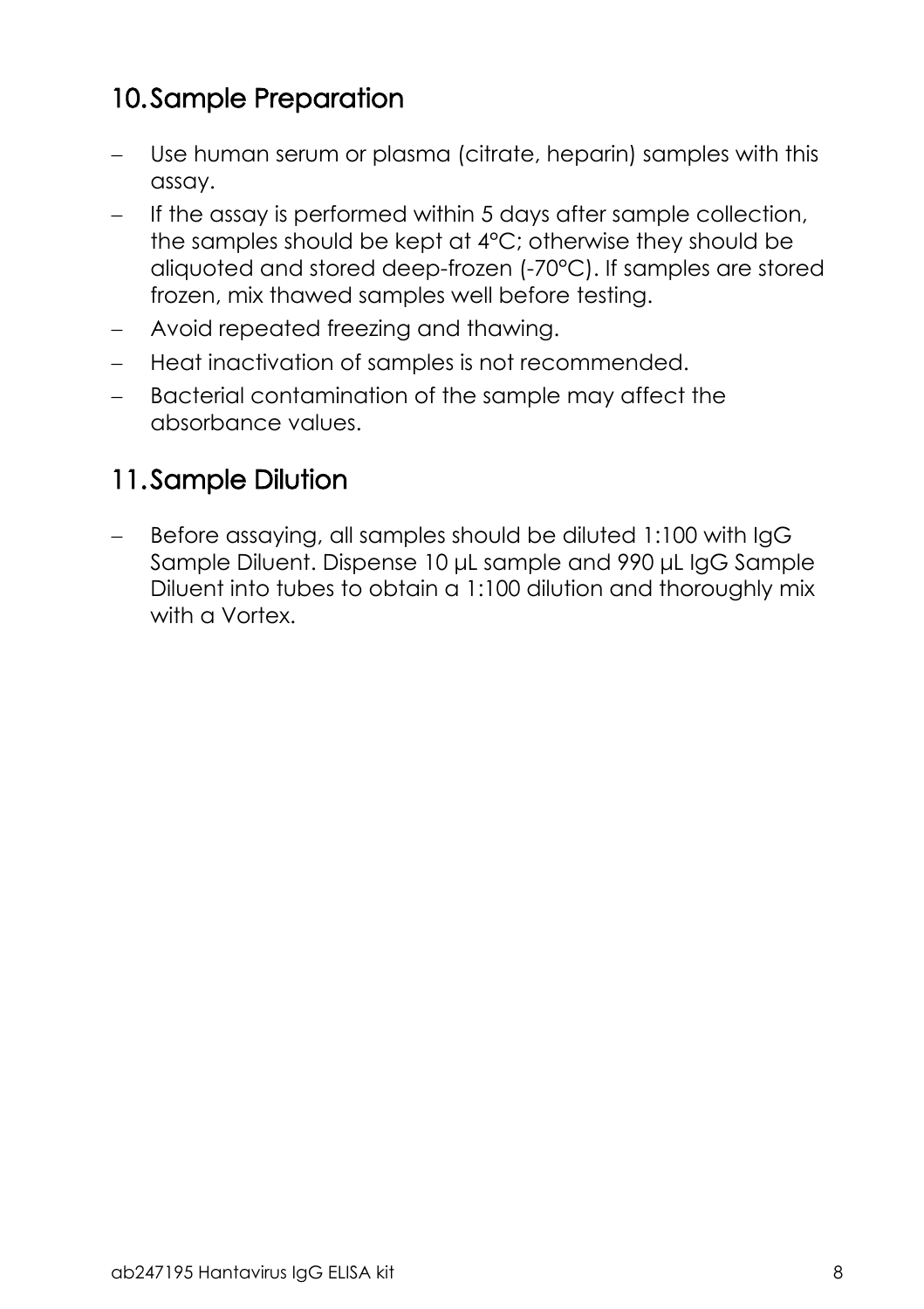## 10. Sample Preparation

- Use human serum or plasma (citrate, heparin) samples with this assay.
- If the assay is performed within 5 days after sample collection, the samples should be kept at 4°C; otherwise they should be aliquoted and stored deep-frozen (-70°C). If samples are stored frozen, mix thawed samples well before testing.
- Avoid repeated freezing and thawing.
- Heat inactivation of samples is not recommended.
- Bacterial contamination of the sample may affect the absorbance values.

## 11. Sample Dilution

- Before assaying, all samples should be diluted 1:100 with IgG Sample Diluent. Dispense 10 µL sample and 990 µL IgG Sample Diluent into tubes to obtain a 1:100 dilution and thoroughly mix with a Vortex.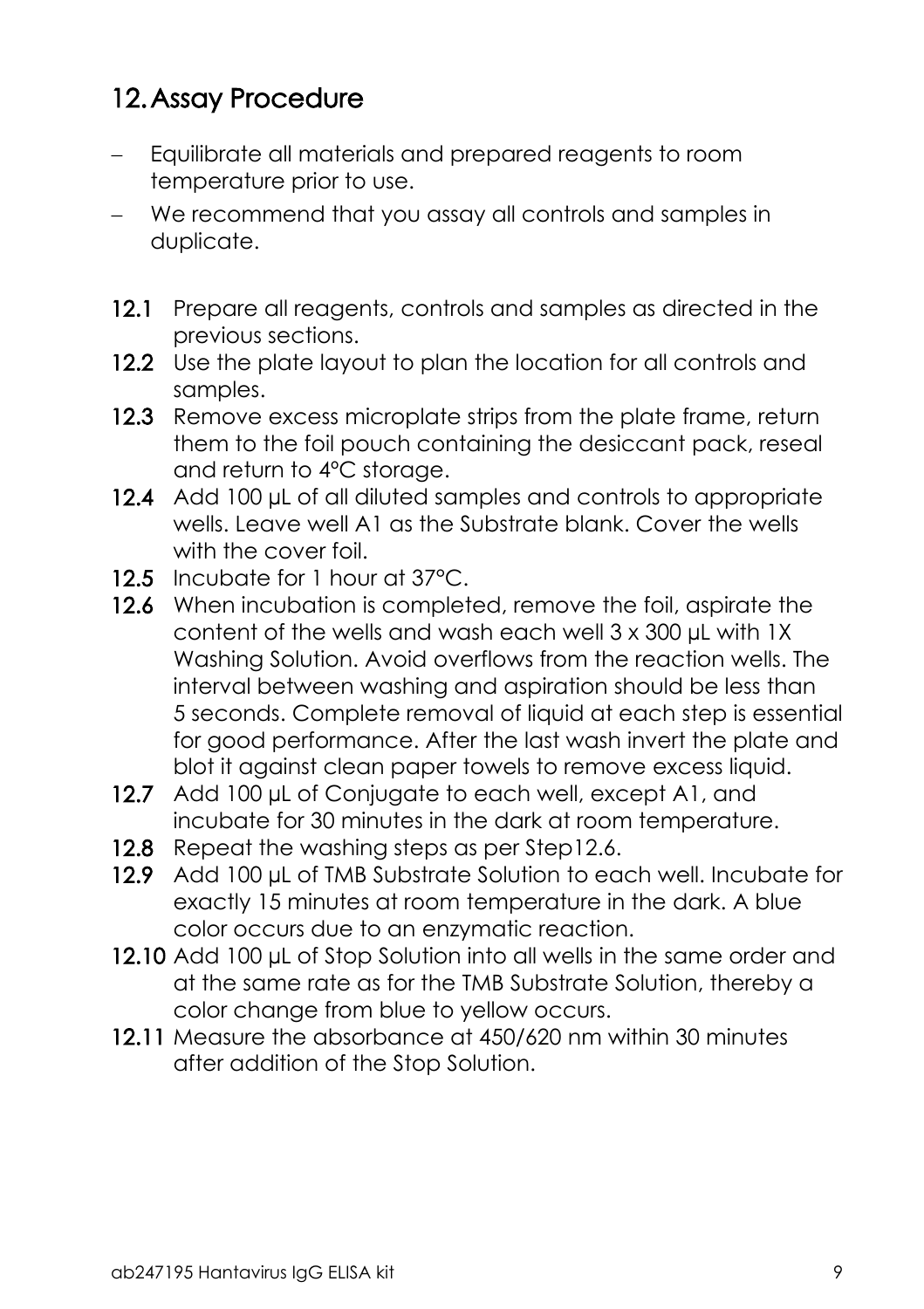## 12. Assay Procedure

- Equilibrate all materials and prepared reagents to room temperature prior to use.
- We recommend that you assay all controls and samples in duplicate.

**12.1** Prepare all reagents, controls and samples as directed in the previous sections.

**12.2** Use the plate layout to plan the location for all controls and samples.

**12.3** Remove excess microplate strips from the plate frame, return them to the foil pouch containing the desiccant pack, reseal and return to 4°C storage.

**12.4** Add 100 µL of all diluted samples and controls to appropriate wells. Leave well A1 as the Substrate blank. Cover the wells with the cover foil.

**12.5** Incubate for 1 hour at 37°C.

**12.6** When incubation is completed, remove the foil, aspirate the content of the wells and wash each well 3 x 300 µL with 1X Washing Solution. Avoid overflows from the reaction wells. The interval between washing and aspiration should be less than 5 seconds. Complete removal of liquid at each step is essential for good performance. After the last wash invert the plate and blot it against clean paper towels to remove excess liquid.

**12.7** Add 100 µL of Conjugate to each well, except A1, and incubate for 30 minutes in the dark at room temperature.

**12.8** Repeat the washing steps as per Step12.6.

**12.9** Add 100 µL of TMB Substrate Solution to each well. Incubate for exactly 15 minutes at room temperature in the dark. A blue color occurs due to an enzymatic reaction.

**12.10** Add 100 µL of Stop Solution into all wells in the same order and at the same rate as for the TMB Substrate Solution, thereby a color change from blue to yellow occurs.

**12.11** Measure the absorbance at 450/620 nm within 30 minutes after addition of the Stop Solution.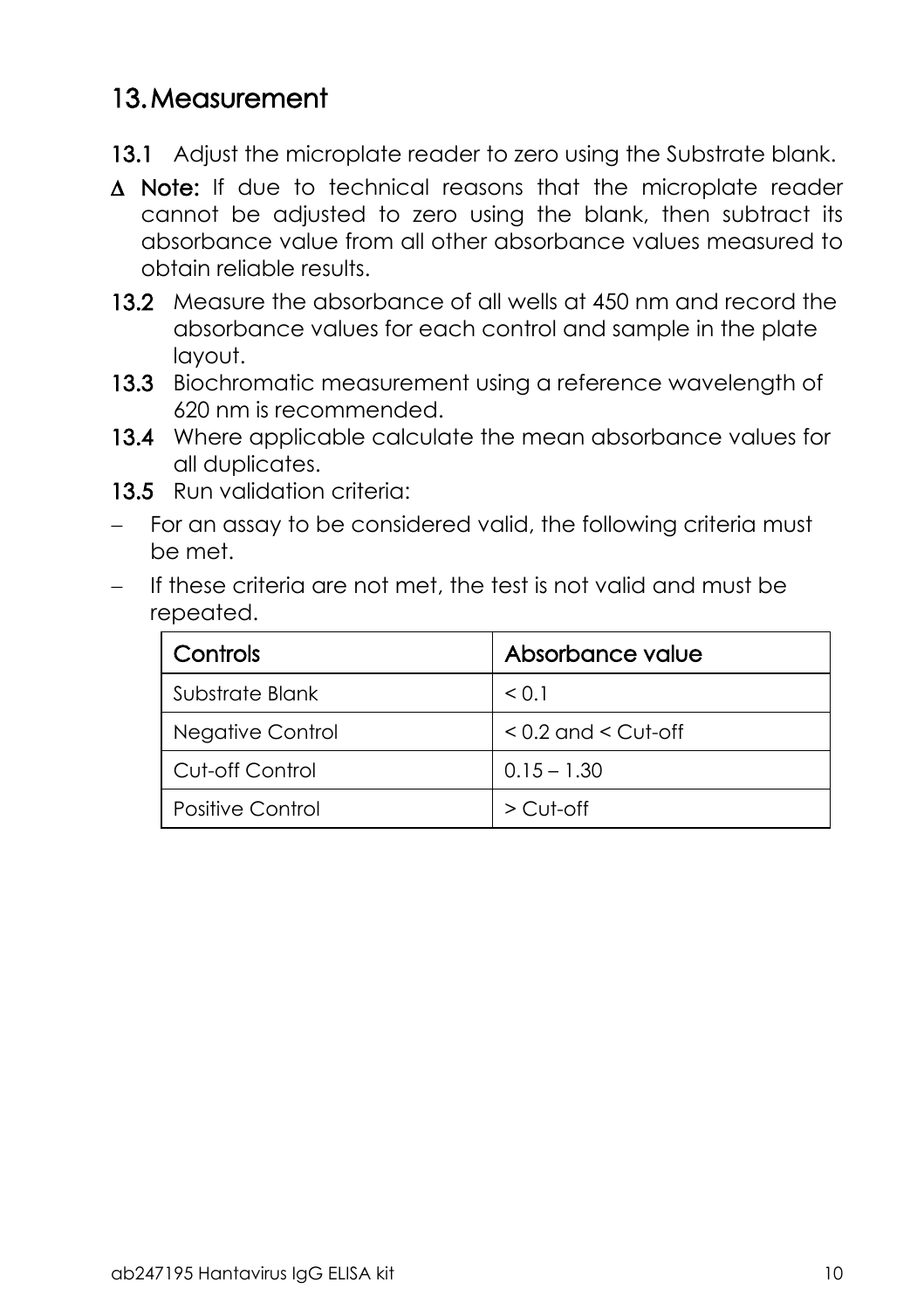## 13. Measurement

**13.1** Adjust the microplate reader to zero using the Substrate blank.

Δ **Note:** If due to technical reasons that the microplate reader cannot be adjusted to zero using the blank, then subtract its absorbance value from all other absorbance values measured to obtain reliable results.

**13.2** Measure the absorbance of all wells at 450 nm and record the absorbance values for each control and sample in the plate layout.

**13.3** Biochromatic measurement using a reference wavelength of 620 nm is recommended.

**13.4** Where applicable calculate the mean absorbance values for all duplicates.

**13.5** Run validation criteria:

- For an assay to be considered valid, the following criteria must be met.
- If these criteria are not met, the test is not valid and must be repeated.

| Controls | Absorbance value |
|---|---|
| Substrate Blank | < 0.1 |
| Negative Control | < 0.2 and < Cut-off |
| Cut-off Control | 0.15 – 1.30 |
| Positive Control | > Cut-off |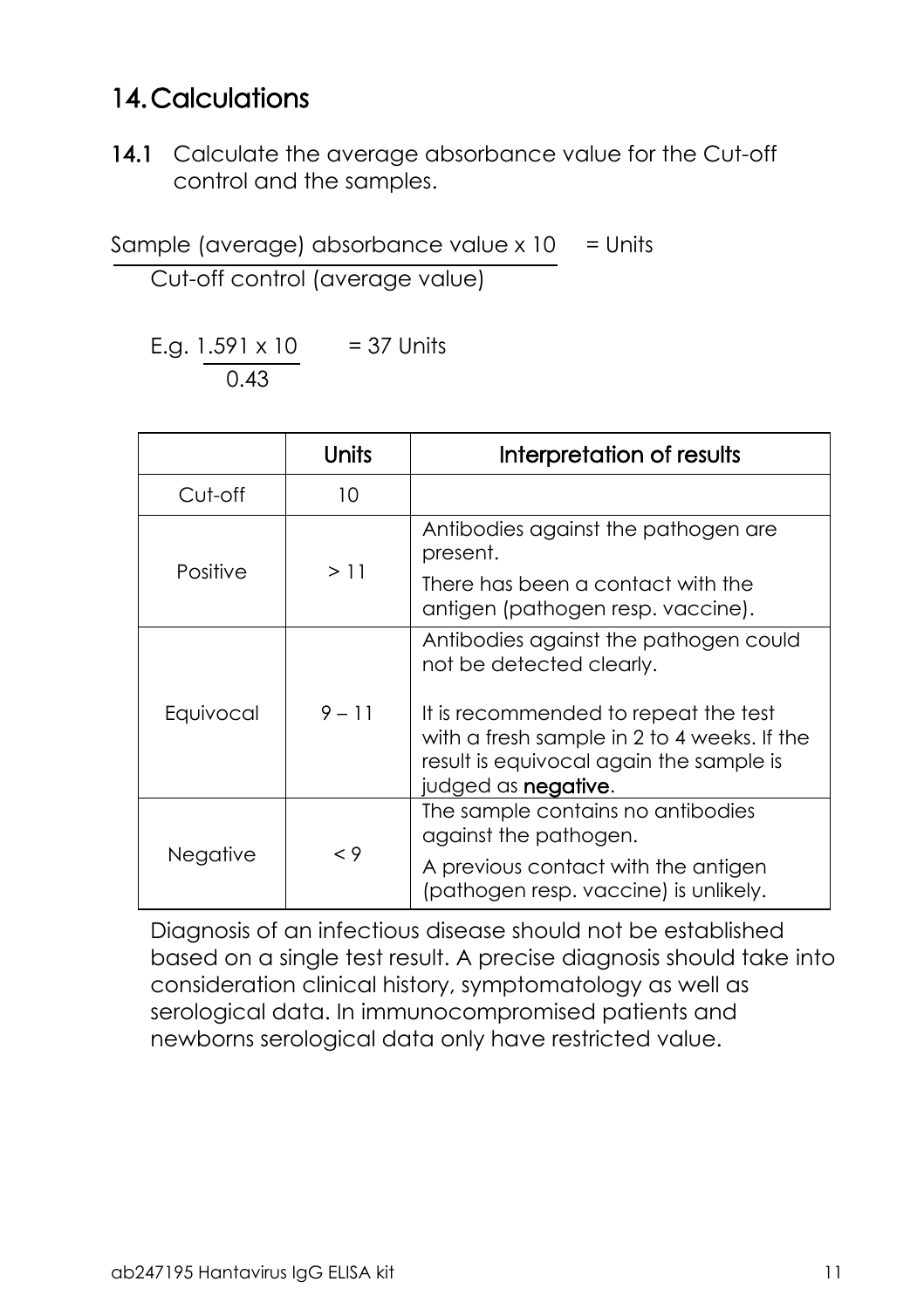## 14. Calculations

**14.1** Calculate the average absorbance value for the Cut-off control and the samples.

$$\frac{\text{Sample (average) absorbance value} \times 10}{\text{Cut-off control (average value)}} = \text{Units}$$

$$\text{E.g. } \frac{1.591 \times 10}{0.43} = 37 \text{ Units}$$

| | Units | Interpretation of results |
|---|---|---|
| Cut-off | 10 | |
| Positive | > 11 | Antibodies against the pathogen are present. There has been a contact with the antigen (pathogen resp. vaccine). |
| Equivocal | 9 – 11 | Antibodies against the pathogen could not be detected clearly. It is recommended to repeat the test with a fresh sample in 2 to 4 weeks. If the result is equivocal again the sample is judged as **negative**. |
| Negative | < 9 | The sample contains no antibodies against the pathogen. A previous contact with the antigen (pathogen resp. vaccine) is unlikely. |

Diagnosis of an infectious disease should not be established based on a single test result. A precise diagnosis should take into consideration clinical history, symptomatology as well as serological data. In immunocompromised patients and newborns serological data only have restricted value.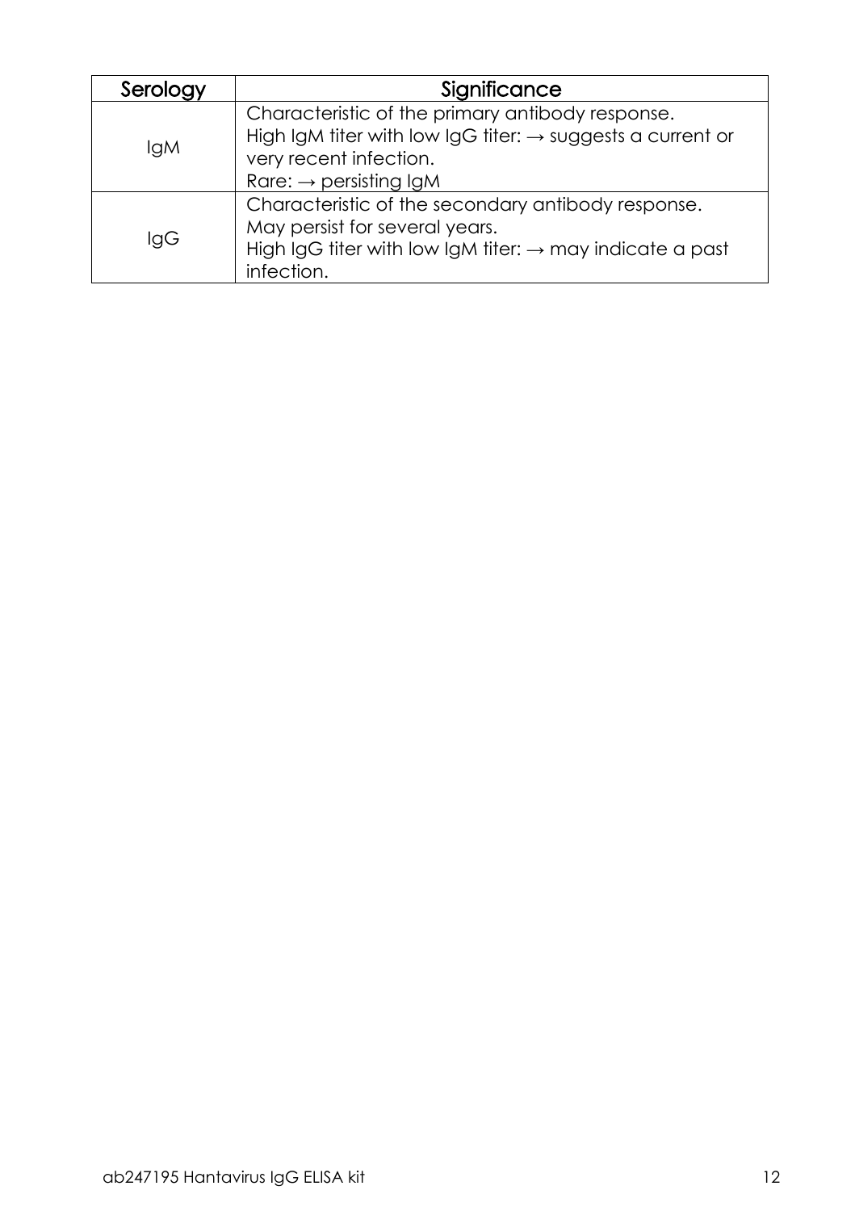| Serology | Significance |
| --- | --- |
| IgM | Characteristic of the primary antibody response.<br>High IgM titer with low IgG titer: → suggests a current or very recent infection.<br>Rare: → persisting IgM |
| IgG | Characteristic of the secondary antibody response.<br>May persist for several years.<br>High IgG titer with low IgM titer: → may indicate a past infection. |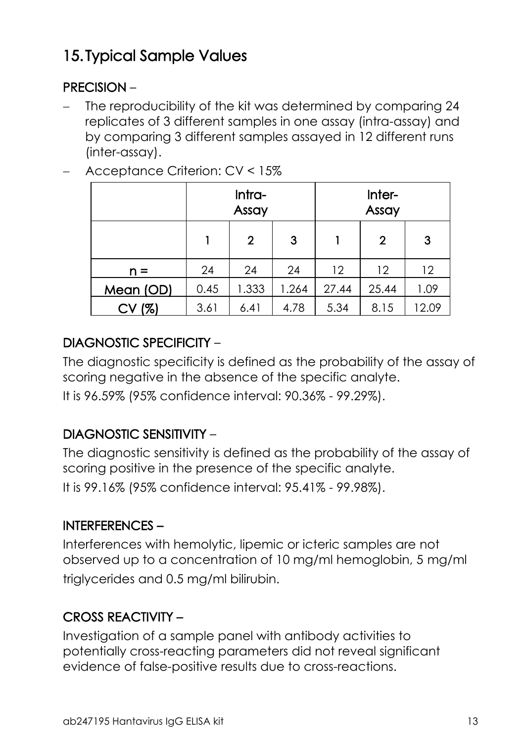## 15. Typical Sample Values

### PRECISION –

- The reproducibility of the kit was determined by comparing 24 replicates of 3 different samples in one assay (intra-assay) and by comparing 3 different samples assayed in 12 different runs (inter-assay).
- Acceptance Criterion: CV < 15%

| | Intra-Assay | | | Inter-Assay | | |
|---|---|---|---|---|---|---|
| | 1 | 2 | 3 | 1 | 2 | 3 |
| n = | 24 | 24 | 24 | 12 | 12 | 12 |
| Mean (OD) | 0.45 | 1.333 | 1.264 | 27.44 | 25.44 | 1.09 |
| CV (%) | 3.61 | 6.41 | 4.78 | 5.34 | 8.15 | 12.09 |

### DIAGNOSTIC SPECIFICITY –

The diagnostic specificity is defined as the probability of the assay of scoring negative in the absence of the specific analyte.

It is 96.59% (95% confidence interval: 90.36% - 99.29%).

### DIAGNOSTIC SENSITIVITY –

The diagnostic sensitivity is defined as the probability of the assay of scoring positive in the presence of the specific analyte.

It is 99.16% (95% confidence interval: 95.41% - 99.98%).

### INTERFERENCES –

Interferences with hemolytic, lipemic or icteric samples are not observed up to a concentration of 10 mg/ml hemoglobin, 5 mg/ml triglycerides and 0.5 mg/ml bilirubin.

### CROSS REACTIVITY –

Investigation of a sample panel with antibody activities to potentially cross-reacting parameters did not reveal significant evidence of false-positive results due to cross-reactions.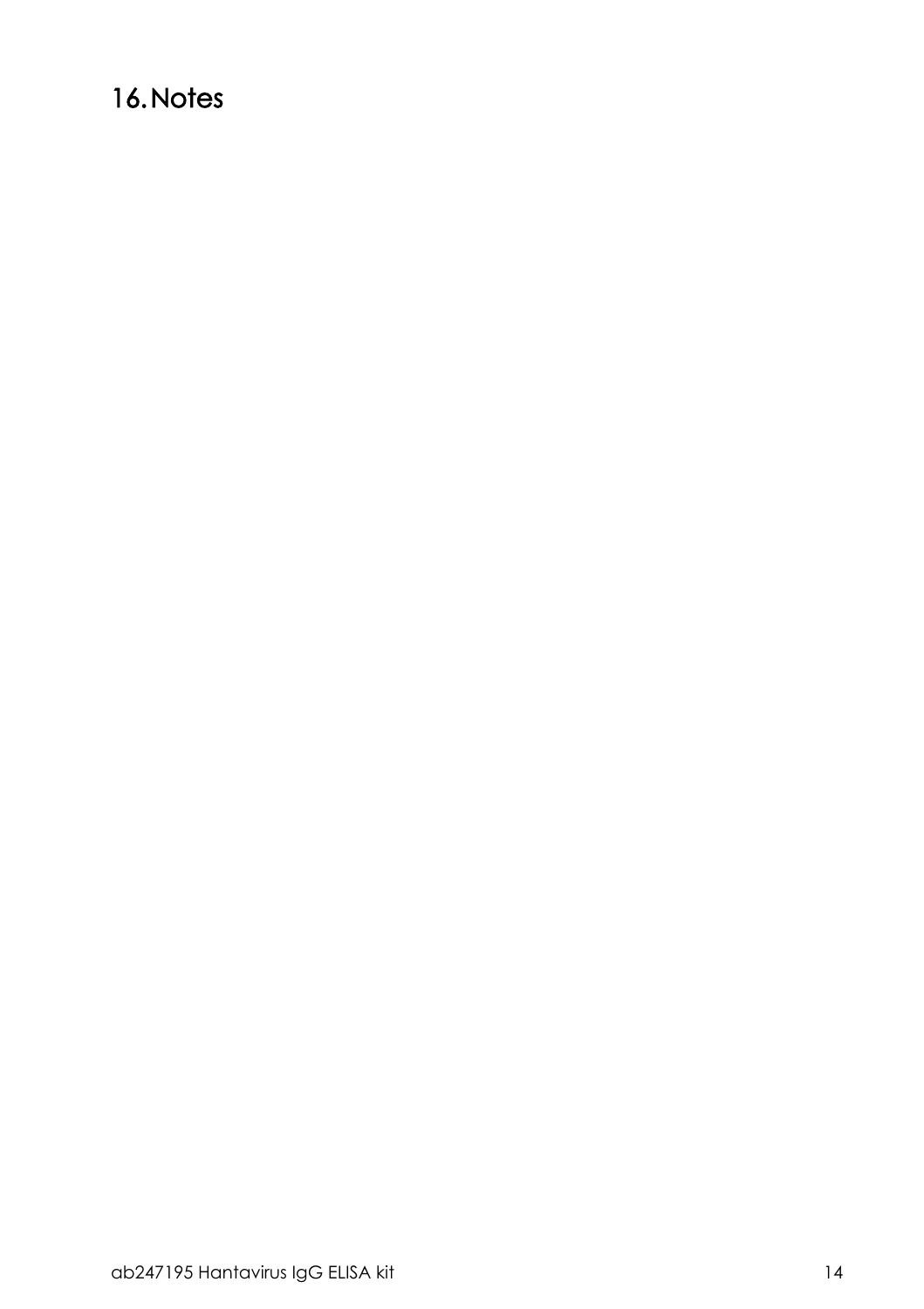# 16. Notes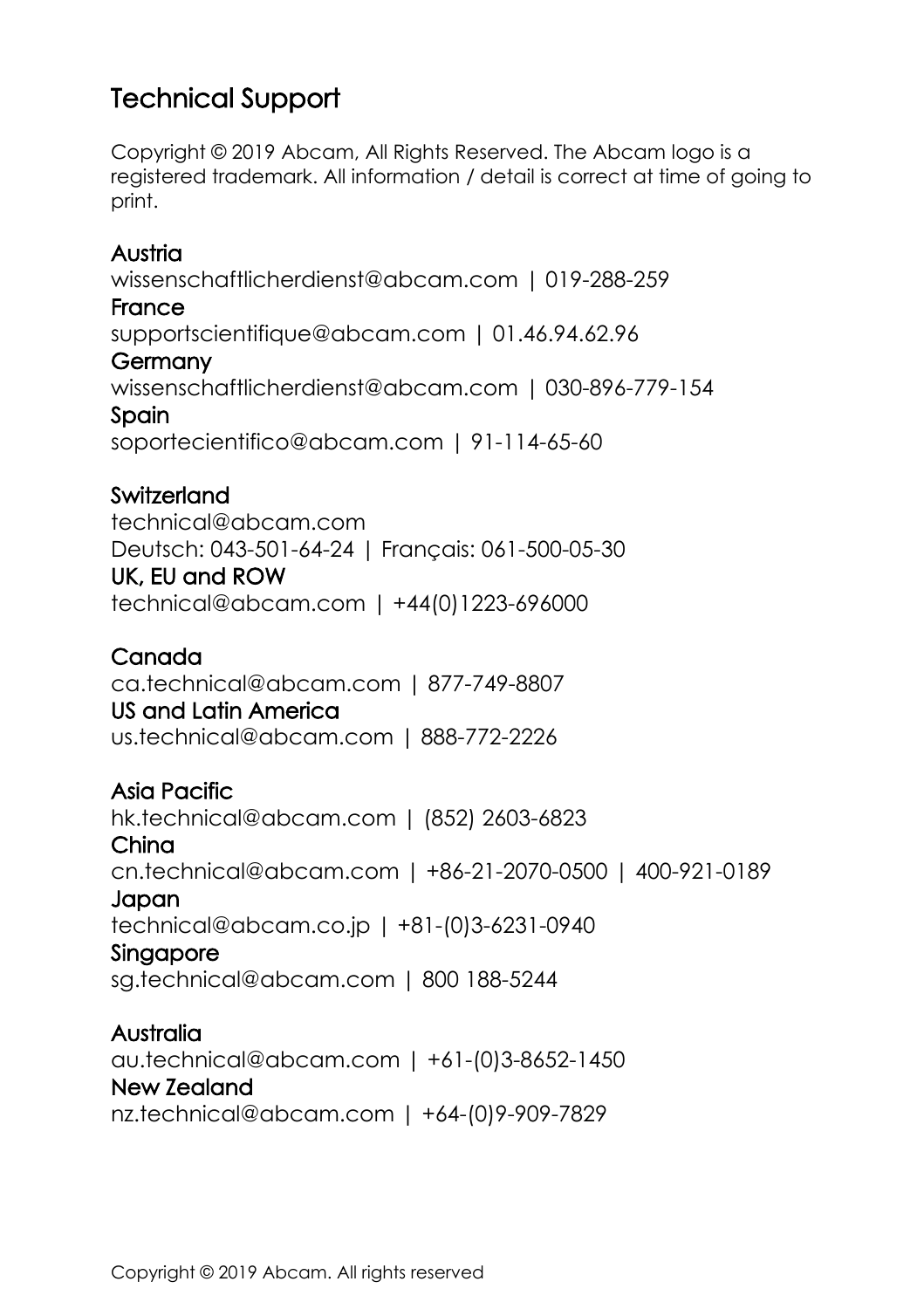# Technical Support

Copyright © 2019 Abcam, All Rights Reserved. The Abcam logo is a registered trademark. All information / detail is correct at time of going to print.

### Austria
wissenschaftlicherdienst@abcam.com | 019-288-259

### France
supportscientifique@abcam.com | 01.46.94.62.96

### Germany
wissenschaftlicherdienst@abcam.com | 030-896-779-154

### Spain
soportecientifico@abcam.com | 91-114-65-60

### Switzerland
technical@abcam.com
Deutsch: 043-501-64-24 | Français: 061-500-05-30

### UK, EU and ROW
technical@abcam.com | +44(0)1223-696000

### Canada
ca.technical@abcam.com | 877-749-8807

### US and Latin America
us.technical@abcam.com | 888-772-2226

### Asia Pacific
hk.technical@abcam.com | (852) 2603-6823

### China
cn.technical@abcam.com | +86-21-2070-0500 | 400-921-0189

### Japan
technical@abcam.co.jp | +81-(0)3-6231-0940

### Singapore
sg.technical@abcam.com | 800 188-5244

### Australia
au.technical@abcam.com | +61-(0)3-8652-1450

### New Zealand
nz.technical@abcam.com | +64-(0)9-909-7829